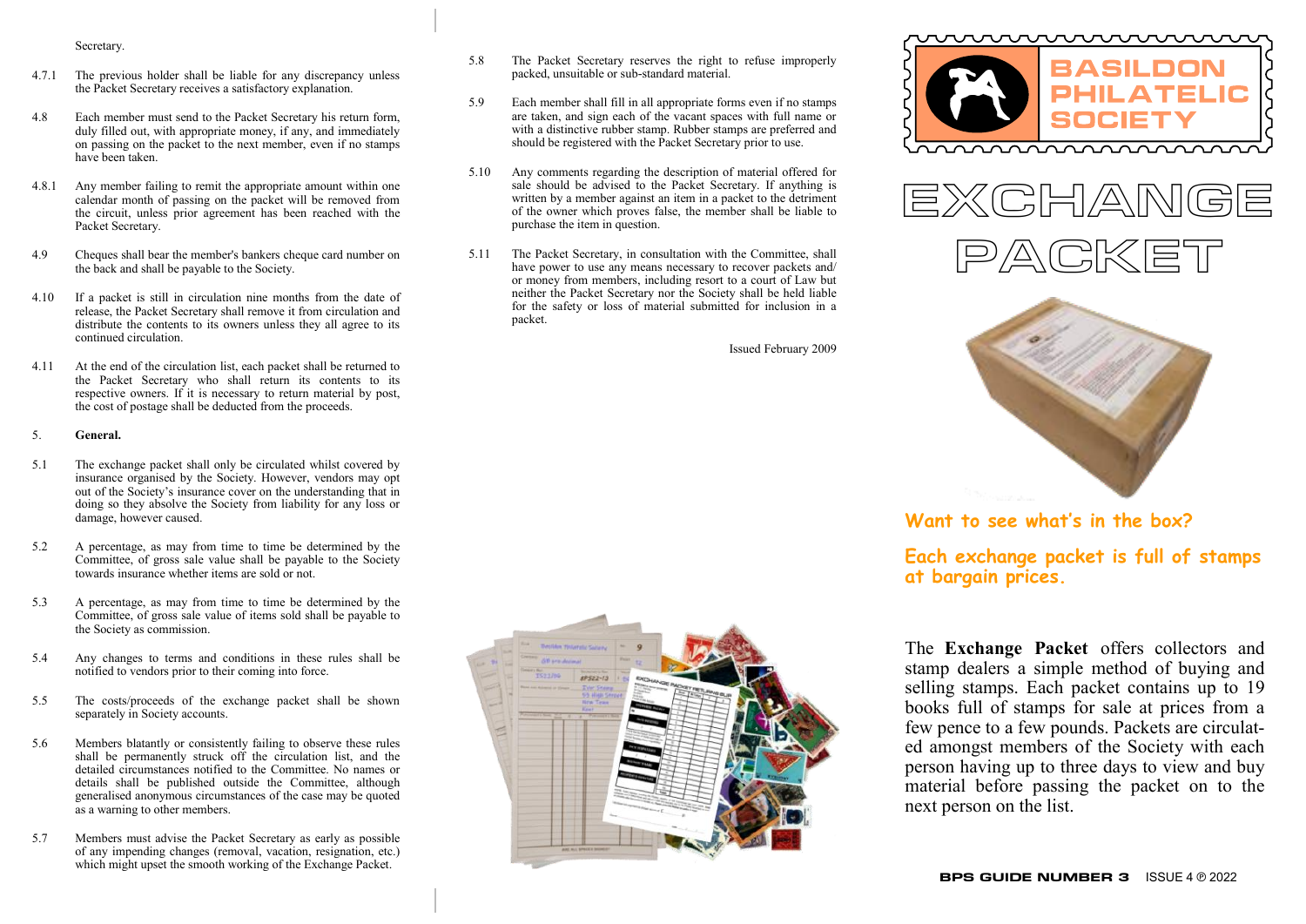Secretary.

4.7.1 The previous holder shall be liable for any discrepancy unless the Packet Secretary receives a satisfactory explanation.

4.8 Each member must send to the Packet Secretary his return form, duly filled out, with appropriate money, if any, and immediately on passing on the packet to the next member, even if no stamps have been taken.

4.8.1 Any member failing to remit the appropriate amount within one calendar month of passing on the packet will be removed from the circuit, unless prior agreement has been reached with the Packet Secretary.

4.9 Cheques shall bear the member's bankers cheque card number on the back and shall be payable to the Society.

4.10 If a packet is still in circulation nine months from the date of release, the Packet Secretary shall remove it from circulation and distribute the contents to its owners unless they all agree to its continued circulation.

4.11 At the end of the circulation list, each packet shall be returned to the Packet Secretary who shall return its contents to its respective owners. If it is necessary to return material by post, the cost of postage shall be deducted from the proceeds.

5. **General.**

5.1 The exchange packet shall only be circulated whilst covered by insurance organised by the Society. However, vendors may opt out of the Society's insurance cover on the understanding that in doing so they absolve the Society from liability for any loss or damage, however caused.

5.2 A percentage, as may from time to time be determined by the Committee, of gross sale value shall be payable to the Society towards insurance whether items are sold or not.

5.3 A percentage, as may from time to time be determined by the Committee, of gross sale value of items sold shall be payable to the Society as commission.

5.4 Any changes to terms and conditions in these rules shall be notified to vendors prior to their coming into force.

5.5 The costs/proceeds of the exchange packet shall be shown separately in Society accounts.

5.6 Members blatantly or consistently failing to observe these rules shall be permanently struck off the circulation list, and the detailed circumstances notified to the Committee. No names or details shall be published outside the Committee, although generalised anonymous circumstances of the case may be quoted as a warning to other members.

5.7 Members must advise the Packet Secretary as early as possible of any impending changes (removal, vacation, resignation, etc.) which might upset the smooth working of the Exchange Packet.

5.8 The Packet Secretary reserves the right to refuse improperly packed, unsuitable or sub-standard material.

5.9 Each member shall fill in all appropriate forms even if no stamps are taken, and sign each of the vacant spaces with full name or with a distinctive rubber stamp. Rubber stamps are preferred and should be registered with the Packet Secretary prior to use.

5.10 Any comments regarding the description of material offered for sale should be advised to the Packet Secretary. If anything is written by a member against an item in a packet to the detriment of the owner which proves false, the member shall be liable to purchase the item in question.

5.11 The Packet Secretary, in consultation with the Committee, shall have power to use any means necessary to recover packets and/ or money from members, including resort to a court of Law but neither the Packet Secretary nor the Society shall be held liable for the safety or loss of material submitted for inclusion in a packet.

Issued February 2009

# BASILDON PHILATELIC SOCIETY

# EXCHANGE PACKET

**Want to see what's in the box?**

**Each exchange packet is full of stamps at bargain prices.**

The **Exchange Packet** offers collectors and stamp dealers a simple method of buying and selling stamps. Each packet contains up to 19 books full of stamps for sale at prices from a few pence to a few pounds. Packets are circulated amongst members of the Society with each person having up to three days to view and buy material before passing the packet on to the next person on the list.

**BPS GUIDE NUMBER 3** ISSUE 4 ® 2022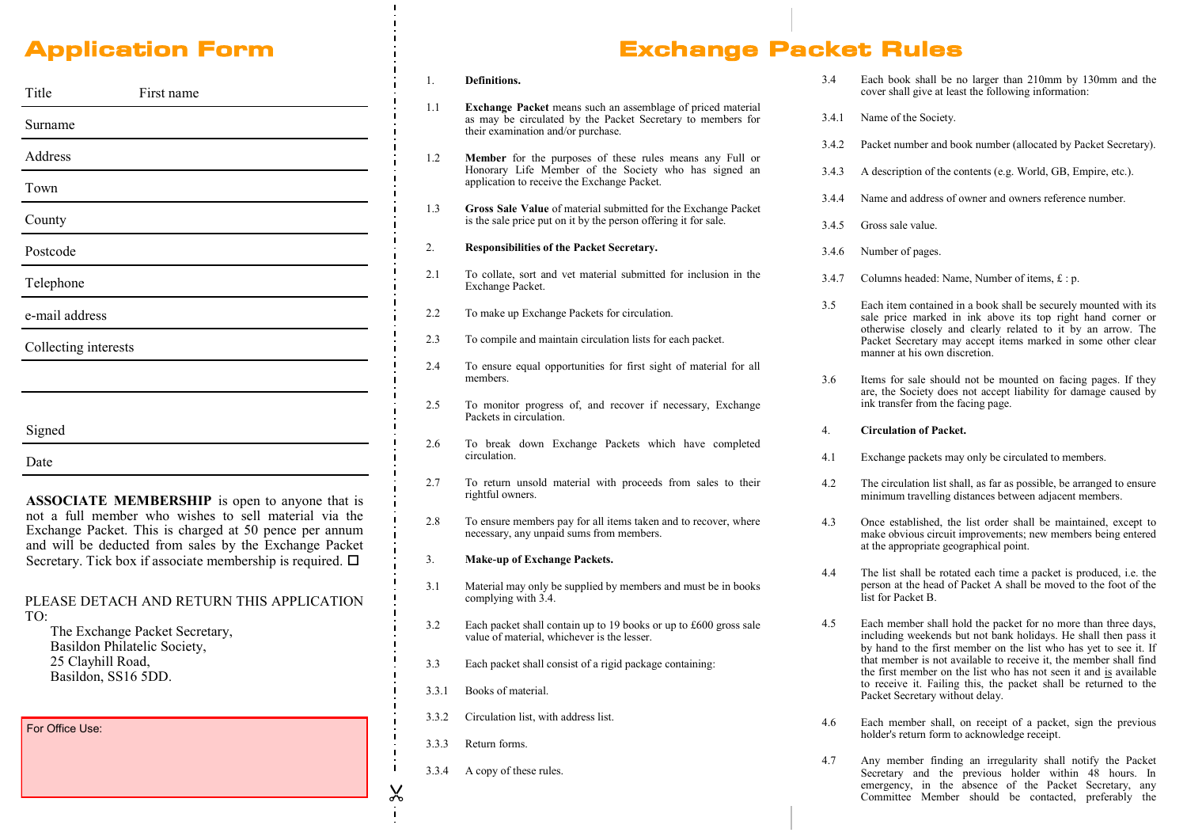# Application Form

Title First name

Surname

Address

Town

County

Postcode

Telephone

e-mail address

Collecting interests

Signed

Date

**ASSOCIATE MEMBERSHIP** is open to anyone that is not a full member who wishes to sell material via the Exchange Packet. This is charged at 50 pence per annum and will be deducted from sales by the Exchange Packet Secretary. Tick box if associate membership is required. ☐

PLEASE DETACH AND RETURN THIS APPLICATION TO:

The Exchange Packet Secretary,
Basildon Philatelic Society,
25 Clayhill Road,
Basildon, SS16 5DD.

For Office Use:

# Exchange Packet Rules

1. **Definitions.**

1.1 **Exchange Packet** means such an assemblage of priced material as may be circulated by the Packet Secretary to members for their examination and/or purchase.

1.2 **Member** for the purposes of these rules means any Full or Honorary Life Member of the Society who has signed an application to receive the Exchange Packet.

1.3 **Gross Sale Value** of material submitted for the Exchange Packet is the sale price put on it by the person offering it for sale.

2. **Responsibilities of the Packet Secretary.**

2.1 To collate, sort and vet material submitted for inclusion in the Exchange Packet.

2.2 To make up Exchange Packets for circulation.

2.3 To compile and maintain circulation lists for each packet.

2.4 To ensure equal opportunities for first sight of material for all members.

2.5 To monitor progress of, and recover if necessary, Exchange Packets in circulation.

2.6 To break down Exchange Packets which have completed circulation.

2.7 To return unsold material with proceeds from sales to their rightful owners.

2.8 To ensure members pay for all items taken and to recover, where necessary, any unpaid sums from members.

3. **Make-up of Exchange Packets.**

3.1 Material may only be supplied by members and must be in books complying with 3.4.

3.2 Each packet shall contain up to 19 books or up to £600 gross sale value of material, whichever is the lesser.

3.3 Each packet shall consist of a rigid package containing:

3.3.1 Books of material.

3.3.2 Circulation list, with address list.

3.3.3 Return forms.

3.3.4 A copy of these rules.

3.4 Each book shall be no larger than 210mm by 130mm and the cover shall give at least the following information:

3.4.1 Name of the Society.

3.4.2 Packet number and book number (allocated by Packet Secretary).

3.4.3 A description of the contents (e.g. World, GB, Empire, etc.).

3.4.4 Name and address of owner and owners reference number.

3.4.5 Gross sale value.

3.4.6 Number of pages.

3.4.7 Columns headed: Name, Number of items, £ : p.

3.5 Each item contained in a book shall be securely mounted with its sale price marked in ink above its top right hand corner or otherwise closely and clearly related to it by an arrow. The Packet Secretary may accept items marked in some other clear manner at his own discretion.

3.6 Items for sale should not be mounted on facing pages. If they are, the Society does not accept liability for damage caused by ink transfer from the facing page.

4. **Circulation of Packet.**

4.1 Exchange packets may only be circulated to members.

4.2 The circulation list shall, as far as possible, be arranged to ensure minimum travelling distances between adjacent members.

4.3 Once established, the list order shall be maintained, except to make obvious circuit improvements; new members being entered at the appropriate geographical point.

4.4 The list shall be rotated each time a packet is produced, i.e. the person at the head of Packet A shall be moved to the foot of the list for Packet B.

4.5 Each member shall hold the packet for no more than three days, including weekends but not bank holidays. He shall then pass it by hand to the first member on the list who has yet to see it. If that member is not available to receive it, the member shall find the first member on the list who has not seen it and is available to receive it. Failing this, the packet shall be returned to the Packet Secretary without delay.

4.6 Each member shall, on receipt of a packet, sign the previous holder's return form to acknowledge receipt.

4.7 Any member finding an irregularity shall notify the Packet Secretary and the previous holder within 48 hours. In emergency, in the absence of the Packet Secretary, any Committee Member should be contacted, preferably the